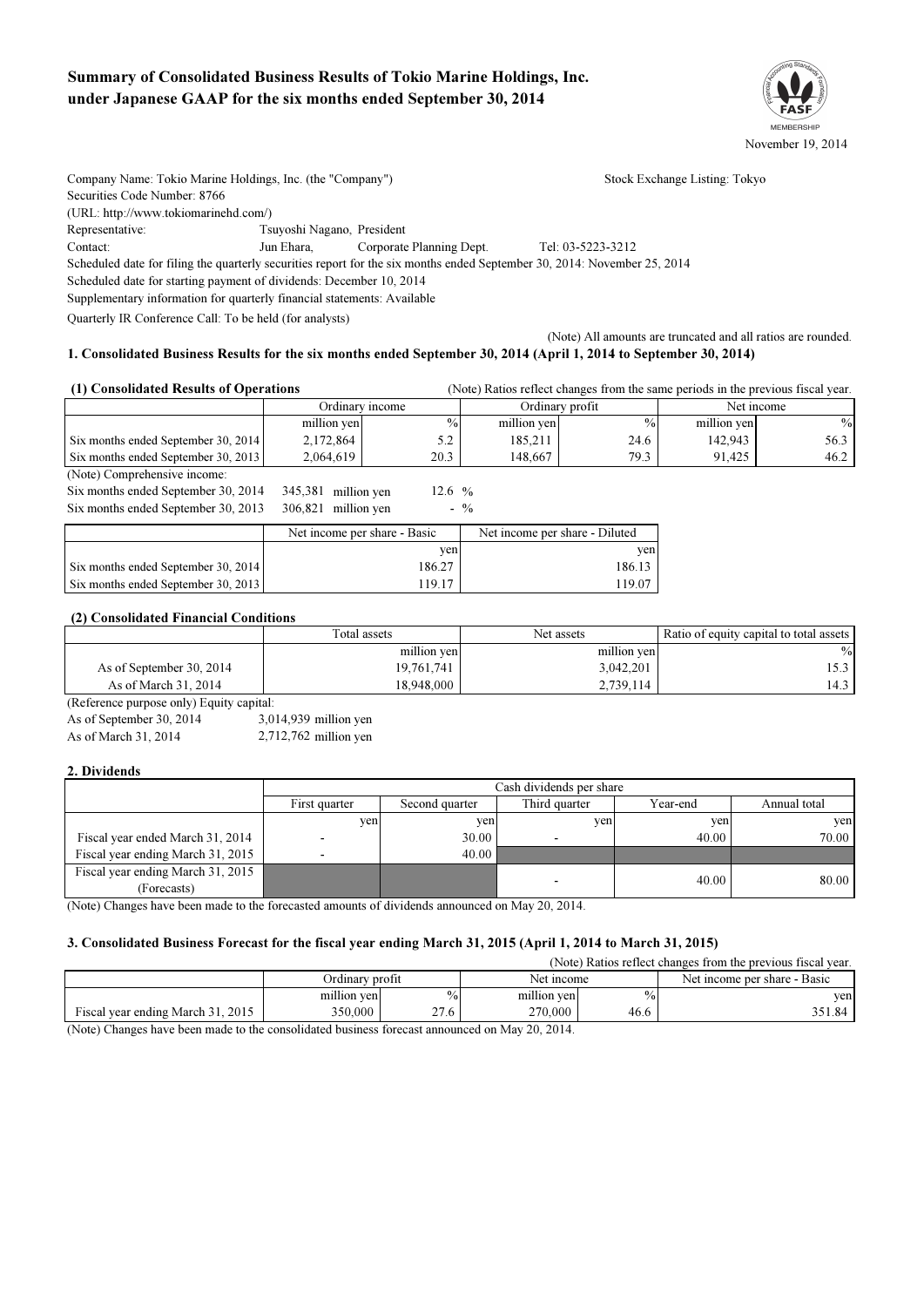# Summary of Consolidated Business Results of Tokio Marine Holdings, Inc. under Japanese GAAP for the six months ended September 30, 2014

November 19, 2014

Company Name: Tokio Marine Holdings, Inc. (the "Company") Stock Exchange Listing: Tokyo
Securities Code Number: 8766
(URL: http://www.tokiomarinehd.com/)
Representative: Tsuyoshi Nagano, President
Contact: Jun Ehara, Corporate Planning Dept. Tel: 03-5223-3212
Scheduled date for filing the quarterly securities report for the six months ended September 30, 2014: November 25, 2014
Scheduled date for starting payment of dividends: December 10, 2014
Supplementary information for quarterly financial statements: Available
Quarterly IR Conference Call: To be held (for analysts)

(Note) All amounts are truncated and all ratios are rounded.

## 1. Consolidated Business Results for the six months ended September 30, 2014 (April 1, 2014 to September 30, 2014)

### (1) Consolidated Results of Operations

(Note) Ratios reflect changes from the same periods in the previous fiscal year.

| | Ordinary income | | Ordinary profit | | Net income | |
|---|---|---|---|---|---|---|
| | million yen | % | million yen | % | million yen | % |
| Six months ended September 30, 2014 | 2,172,864 | 5.2 | 185,211 | 24.6 | 142,943 | 56.3 |
| Six months ended September 30, 2013 | 2,064,619 | 20.3 | 148,667 | 79.3 | 91,425 | 46.2 |

(Note) Comprehensive income:
Six months ended September 30, 2014 345,381 million yen 12.6 %
Six months ended September 30, 2013 306,821 million yen - %

| | Net income per share - Basic | Net income per share - Diluted |
|---|---|---|
| | yen | yen |
| Six months ended September 30, 2014 | 186.27 | 186.13 |
| Six months ended September 30, 2013 | 119.17 | 119.07 |

### (2) Consolidated Financial Conditions

| | Total assets | Net assets | Ratio of equity capital to total assets |
|---|---|---|---|
| | million yen | million yen | % |
| As of September 30, 2014 | 19,761,741 | 3,042,201 | 15.3 |
| As of March 31, 2014 | 18,948,000 | 2,739,114 | 14.3 |

(Reference purpose only) Equity capital:
As of September 30, 2014 3,014,939 million yen
As of March 31, 2014 2,712,762 million yen

## 2. Dividends

| | Cash dividends per share | | | | |
|---|---|---|---|---|---|
| | First quarter | Second quarter | Third quarter | Year-end | Annual total |
| | yen | yen | yen | yen | yen |
| Fiscal year ended March 31, 2014 | - | 30.00 | - | 40.00 | 70.00 |
| Fiscal year ending March 31, 2015 | - | 40.00 | | | |
| Fiscal year ending March 31, 2015 (Forecasts) | | | - | 40.00 | 80.00 |

(Note) Changes have been made to the forecasted amounts of dividends announced on May 20, 2014.

## 3. Consolidated Business Forecast for the fiscal year ending March 31, 2015 (April 1, 2014 to March 31, 2015)

(Note) Ratios reflect changes from the previous fiscal year.

| | Ordinary profit | | Net income | | Net income per share - Basic |
|---|---|---|---|---|---|
| | million yen | % | million yen | % | yen |
| Fiscal year ending March 31, 2015 | 350,000 | 27.6 | 270,000 | 46.6 | 351.84 |

(Note) Changes have been made to the consolidated business forecast announced on May 20, 2014.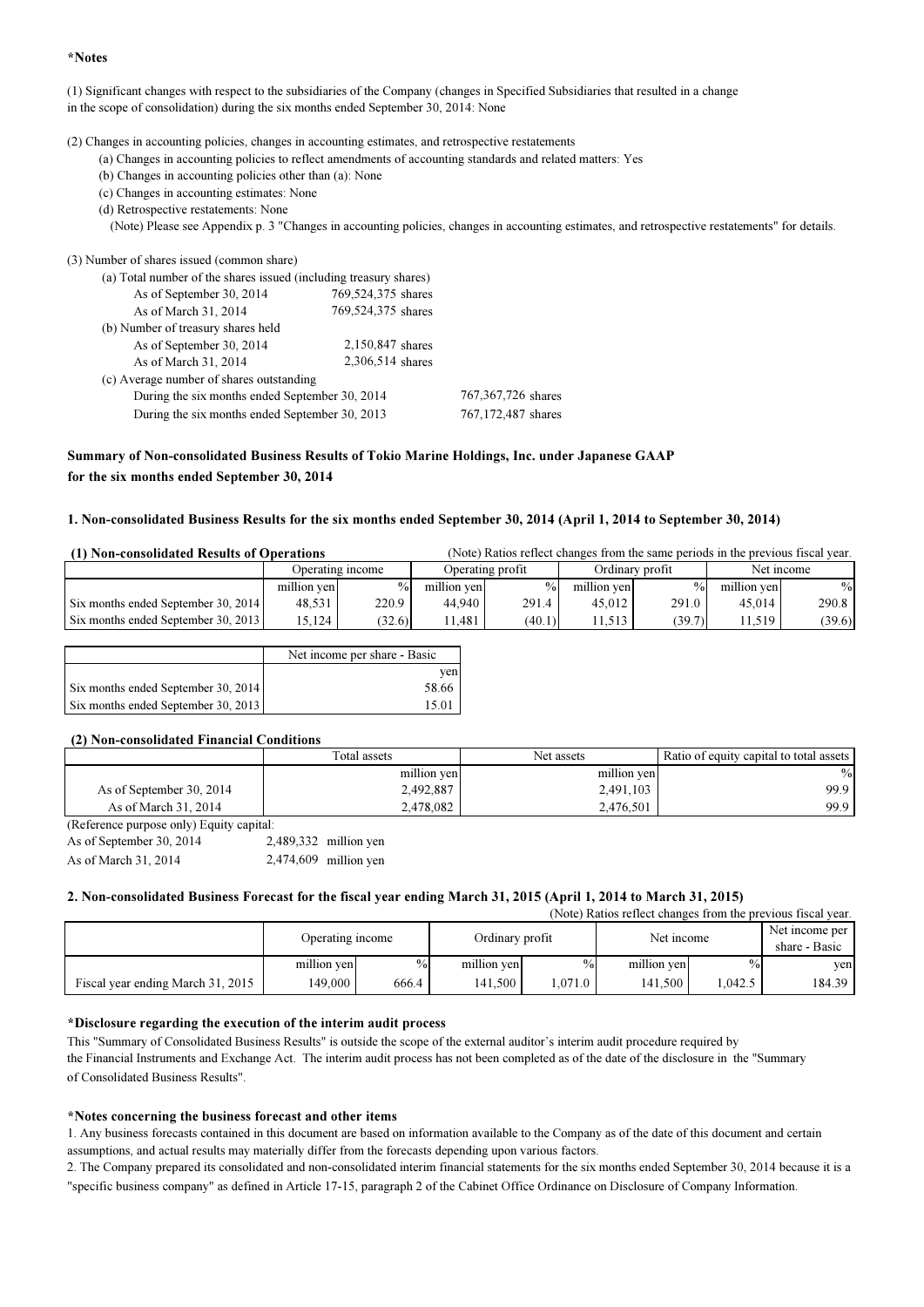**\*Notes**

(1) Significant changes with respect to the subsidiaries of the Company (changes in Specified Subsidiaries that resulted in a change in the scope of consolidation) during the six months ended September 30, 2014: None

(2) Changes in accounting policies, changes in accounting estimates, and retrospective restatements

- (a) Changes in accounting policies to reflect amendments of accounting standards and related matters: Yes
- (b) Changes in accounting policies other than (a): None
- (c) Changes in accounting estimates: None
- (d) Retrospective restatements: None

(Note) Please see Appendix p. 3 "Changes in accounting policies, changes in accounting estimates, and retrospective restatements" for details.

(3) Number of shares issued (common share)

(a) Total number of the shares issued (including treasury shares)

| | |
|---|---|
| As of September 30, 2014 | 769,524,375 shares |
| As of March 31, 2014 | 769,524,375 shares |

(b) Number of treasury shares held

| | |
|---|---|
| As of September 30, 2014 | 2,150,847 shares |
| As of March 31, 2014 | 2,306,514 shares |

(c) Average number of shares outstanding

| | |
|---|---|
| During the six months ended September 30, 2014 | 767,367,726 shares |
| During the six months ended September 30, 2013 | 767,172,487 shares |

**Summary of Non-consolidated Business Results of Tokio Marine Holdings, Inc. under Japanese GAAP for the six months ended September 30, 2014**

**1. Non-consolidated Business Results for the six months ended September 30, 2014 (April 1, 2014 to September 30, 2014)**

**(1) Non-consolidated Results of Operations** (Note) Ratios reflect changes from the same periods in the previous fiscal year.

| | Operating income | | Operating profit | | Ordinary profit | | Net income | |
|---|---|---|---|---|---|---|---|---|
| | million yen | % | million yen | % | million yen | % | million yen | % |
| Six months ended September 30, 2014 | 48,531 | 220.9 | 44,940 | 291.4 | 45,012 | 291.0 | 45,014 | 290.8 |
| Six months ended September 30, 2013 | 15,124 | (32.6) | 11,481 | (40.1) | 11,513 | (39.7) | 11,519 | (39.6) |

| | Net income per share - Basic |
|---|---|
| | yen |
| Six months ended September 30, 2014 | 58.66 |
| Six months ended September 30, 2013 | 15.01 |

**(2) Non-consolidated Financial Conditions**

| | Total assets | Net assets | Ratio of equity capital to total assets |
|---|---|---|---|
| | million yen | million yen | % |
| As of September 30, 2014 | 2,492,887 | 2,491,103 | 99.9 |
| As of March 31, 2014 | 2,478,082 | 2,476,501 | 99.9 |

(Reference purpose only) Equity capital:

As of September 30, 2014 2,489,332 million yen

As of March 31, 2014 2,474,609 million yen

**2. Non-consolidated Business Forecast for the fiscal year ending March 31, 2015 (April 1, 2014 to March 31, 2015)**

(Note) Ratios reflect changes from the previous fiscal year.

| | Operating income | | Ordinary profit | | Net income | | Net income per share - Basic |
|---|---|---|---|---|---|---|---|
| | million yen | % | million yen | % | million yen | % | yen |
| Fiscal year ending March 31, 2015 | 149,000 | 666.4 | 141,500 | 1,071.0 | 141,500 | 1,042.5 | 184.39 |

**\*Disclosure regarding the execution of the interim audit process**

This "Summary of Consolidated Business Results" is outside the scope of the external auditor's interim audit procedure required by the Financial Instruments and Exchange Act. The interim audit process has not been completed as of the date of the disclosure in the "Summary of Consolidated Business Results".

**\*Notes concerning the business forecast and other items**

1. Any business forecasts contained in this document are based on information available to the Company as of the date of this document and certain assumptions, and actual results may materially differ from the forecasts depending upon various factors.
2. The Company prepared its consolidated and non-consolidated interim financial statements for the six months ended September 30, 2014 because it is a "specific business company" as defined in Article 17-15, paragraph 2 of the Cabinet Office Ordinance on Disclosure of Company Information.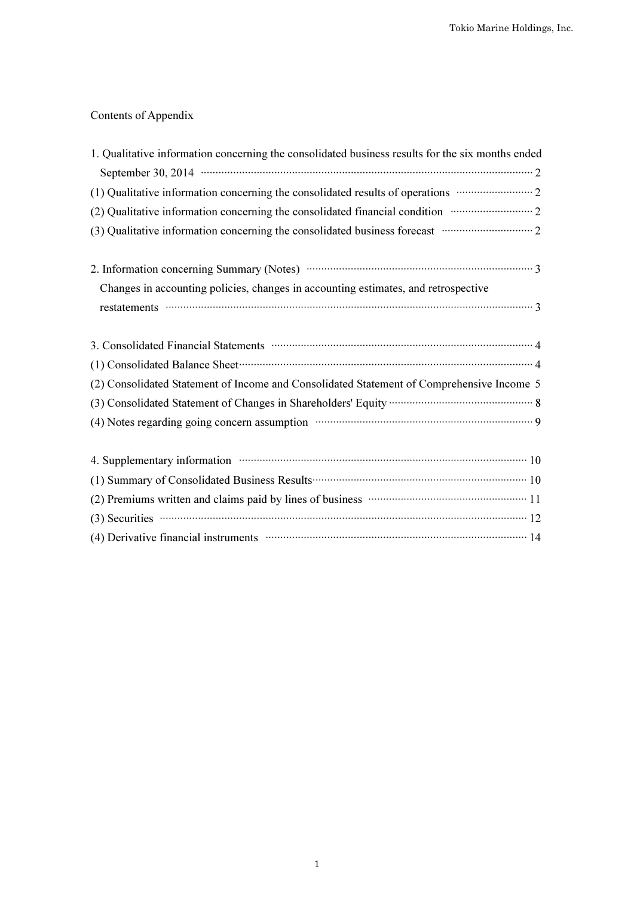## Contents of Appendix

1. Qualitative information concerning the consolidated business results for the six months ended September 30, 2014 ··· 2
(1) Qualitative information concerning the consolidated results of operations ··· 2
(2) Qualitative information concerning the consolidated financial condition ··· 2
(3) Qualitative information concerning the consolidated business forecast ··· 2

2. Information concerning Summary (Notes) ··· 3
Changes in accounting policies, changes in accounting estimates, and retrospective restatements ··· 3

3. Consolidated Financial Statements ··· 4
(1) Consolidated Balance Sheet ··· 4
(2) Consolidated Statement of Income and Consolidated Statement of Comprehensive Income 5
(3) Consolidated Statement of Changes in Shareholders' Equity ··· 8
(4) Notes regarding going concern assumption ··· 9

4. Supplementary information ··· 10
(1) Summary of Consolidated Business Results ··· 10
(2) Premiums written and claims paid by lines of business ··· 11
(3) Securities ··· 12
(4) Derivative financial instruments ··· 14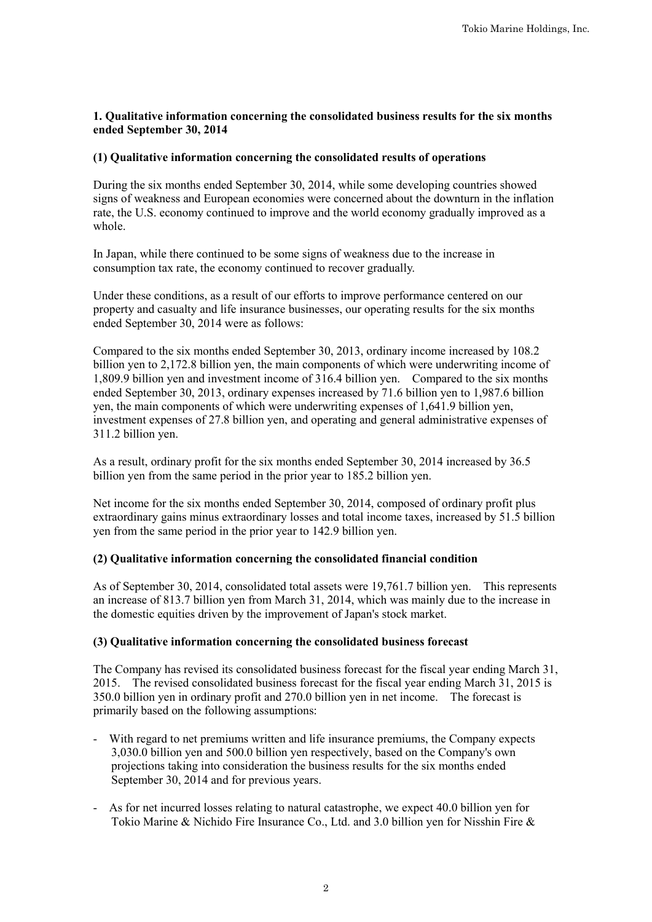### 1. Qualitative information concerning the consolidated business results for the six months ended September 30, 2014

#### (1) Qualitative information concerning the consolidated results of operations

During the six months ended September 30, 2014, while some developing countries showed signs of weakness and European economies were concerned about the downturn in the inflation rate, the U.S. economy continued to improve and the world economy gradually improved as a whole.

In Japan, while there continued to be some signs of weakness due to the increase in consumption tax rate, the economy continued to recover gradually.

Under these conditions, as a result of our efforts to improve performance centered on our property and casualty and life insurance businesses, our operating results for the six months ended September 30, 2014 were as follows:

Compared to the six months ended September 30, 2013, ordinary income increased by 108.2 billion yen to 2,172.8 billion yen, the main components of which were underwriting income of 1,809.9 billion yen and investment income of 316.4 billion yen. Compared to the six months ended September 30, 2013, ordinary expenses increased by 71.6 billion yen to 1,987.6 billion yen, the main components of which were underwriting expenses of 1,641.9 billion yen, investment expenses of 27.8 billion yen, and operating and general administrative expenses of 311.2 billion yen.

As a result, ordinary profit for the six months ended September 30, 2014 increased by 36.5 billion yen from the same period in the prior year to 185.2 billion yen.

Net income for the six months ended September 30, 2014, composed of ordinary profit plus extraordinary gains minus extraordinary losses and total income taxes, increased by 51.5 billion yen from the same period in the prior year to 142.9 billion yen.

#### (2) Qualitative information concerning the consolidated financial condition

As of September 30, 2014, consolidated total assets were 19,761.7 billion yen. This represents an increase of 813.7 billion yen from March 31, 2014, which was mainly due to the increase in the domestic equities driven by the improvement of Japan's stock market.

#### (3) Qualitative information concerning the consolidated business forecast

The Company has revised its consolidated business forecast for the fiscal year ending March 31, 2015. The revised consolidated business forecast for the fiscal year ending March 31, 2015 is 350.0 billion yen in ordinary profit and 270.0 billion yen in net income. The forecast is primarily based on the following assumptions:

- With regard to net premiums written and life insurance premiums, the Company expects 3,030.0 billion yen and 500.0 billion yen respectively, based on the Company's own projections taking into consideration the business results for the six months ended September 30, 2014 and for previous years.
- As for net incurred losses relating to natural catastrophe, we expect 40.0 billion yen for Tokio Marine & Nichido Fire Insurance Co., Ltd. and 3.0 billion yen for Nisshin Fire &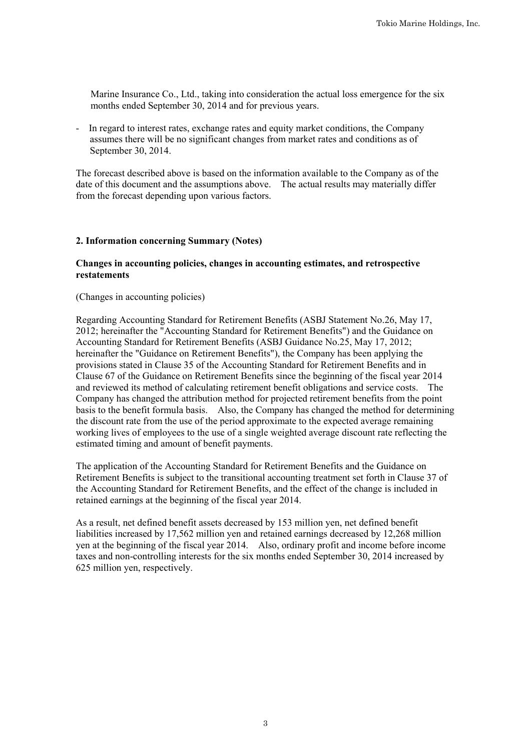Marine Insurance Co., Ltd., taking into consideration the actual loss emergence for the six months ended September 30, 2014 and for previous years.

- In regard to interest rates, exchange rates and equity market conditions, the Company assumes there will be no significant changes from market rates and conditions as of September 30, 2014.

The forecast described above is based on the information available to the Company as of the date of this document and the assumptions above. The actual results may materially differ from the forecast depending upon various factors.

### 2. Information concerning Summary (Notes)

**Changes in accounting policies, changes in accounting estimates, and retrospective restatements**

(Changes in accounting policies)

Regarding Accounting Standard for Retirement Benefits (ASBJ Statement No.26, May 17, 2012; hereinafter the "Accounting Standard for Retirement Benefits") and the Guidance on Accounting Standard for Retirement Benefits (ASBJ Guidance No.25, May 17, 2012; hereinafter the "Guidance on Retirement Benefits"), the Company has been applying the provisions stated in Clause 35 of the Accounting Standard for Retirement Benefits and in Clause 67 of the Guidance on Retirement Benefits since the beginning of the fiscal year 2014 and reviewed its method of calculating retirement benefit obligations and service costs. The Company has changed the attribution method for projected retirement benefits from the point basis to the benefit formula basis. Also, the Company has changed the method for determining the discount rate from the use of the period approximate to the expected average remaining working lives of employees to the use of a single weighted average discount rate reflecting the estimated timing and amount of benefit payments.

The application of the Accounting Standard for Retirement Benefits and the Guidance on Retirement Benefits is subject to the transitional accounting treatment set forth in Clause 37 of the Accounting Standard for Retirement Benefits, and the effect of the change is included in retained earnings at the beginning of the fiscal year 2014.

As a result, net defined benefit assets decreased by 153 million yen, net defined benefit liabilities increased by 17,562 million yen and retained earnings decreased by 12,268 million yen at the beginning of the fiscal year 2014. Also, ordinary profit and income before income taxes and non-controlling interests for the six months ended September 30, 2014 increased by 625 million yen, respectively.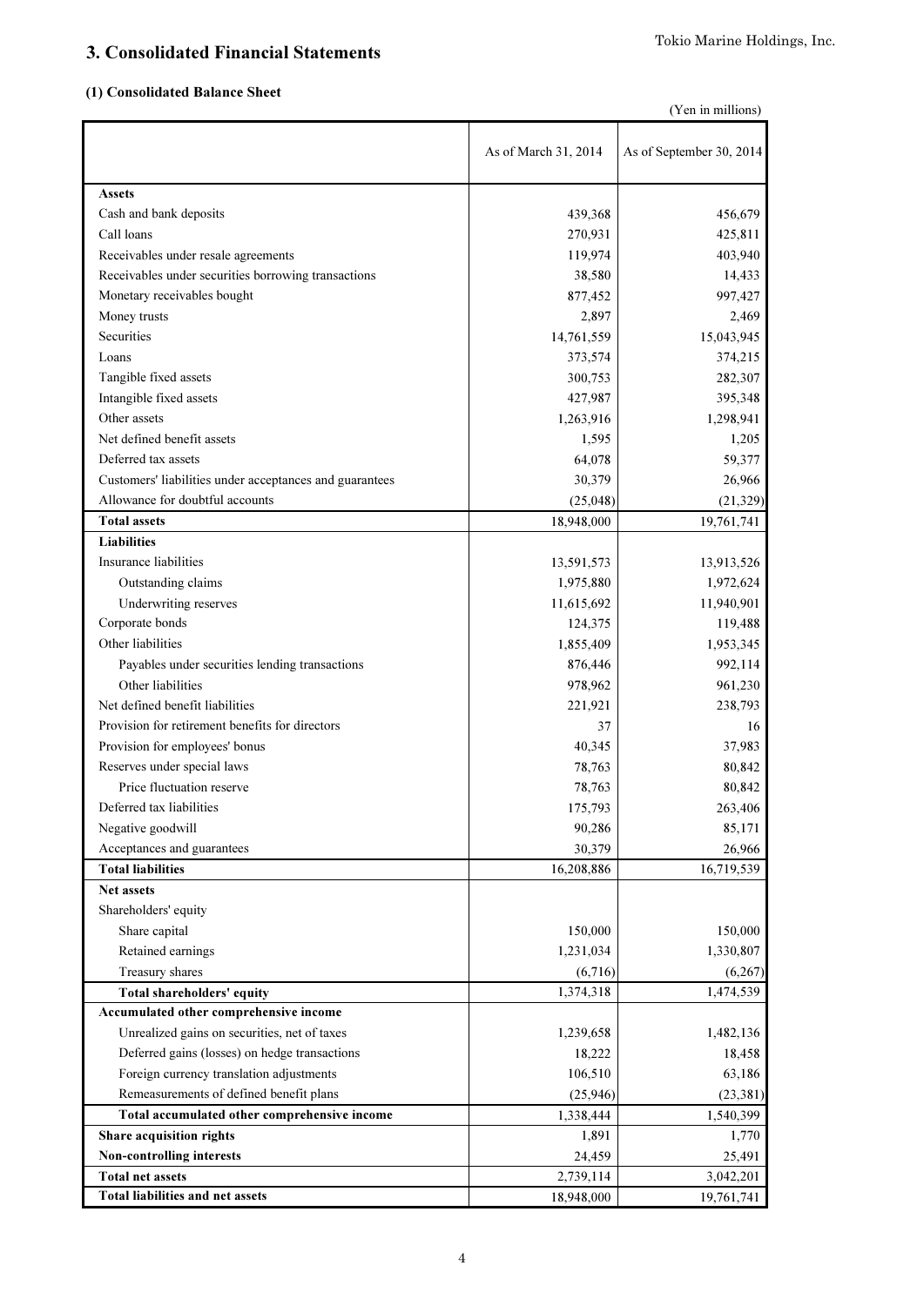# 3. Consolidated Financial Statements

### (1) Consolidated Balance Sheet

(Yen in millions)

| | As of March 31, 2014 | As of September 30, 2014 |
|---|---|---|
| **Assets** | | |
| Cash and bank deposits | 439,368 | 456,679 |
| Call loans | 270,931 | 425,811 |
| Receivables under resale agreements | 119,974 | 403,940 |
| Receivables under securities borrowing transactions | 38,580 | 14,433 |
| Monetary receivables bought | 877,452 | 997,427 |
| Money trusts | 2,897 | 2,469 |
| Securities | 14,761,559 | 15,043,945 |
| Loans | 373,574 | 374,215 |
| Tangible fixed assets | 300,753 | 282,307 |
| Intangible fixed assets | 427,987 | 395,348 |
| Other assets | 1,263,916 | 1,298,941 |
| Net defined benefit assets | 1,595 | 1,205 |
| Deferred tax assets | 64,078 | 59,377 |
| Customers' liabilities under acceptances and guarantees | 30,379 | 26,966 |
| Allowance for doubtful accounts | (25,048) | (21,329) |
| **Total assets** | 18,948,000 | 19,761,741 |
| **Liabilities** | | |
| Insurance liabilities | 13,591,573 | 13,913,526 |
| Outstanding claims | 1,975,880 | 1,972,624 |
| Underwriting reserves | 11,615,692 | 11,940,901 |
| Corporate bonds | 124,375 | 119,488 |
| Other liabilities | 1,855,409 | 1,953,345 |
| Payables under securities lending transactions | 876,446 | 992,114 |
| Other liabilities | 978,962 | 961,230 |
| Net defined benefit liabilities | 221,921 | 238,793 |
| Provision for retirement benefits for directors | 37 | 16 |
| Provision for employees' bonus | 40,345 | 37,983 |
| Reserves under special laws | 78,763 | 80,842 |
| Price fluctuation reserve | 78,763 | 80,842 |
| Deferred tax liabilities | 175,793 | 263,406 |
| Negative goodwill | 90,286 | 85,171 |
| Acceptances and guarantees | 30,379 | 26,966 |
| **Total liabilities** | 16,208,886 | 16,719,539 |
| **Net assets** | | |
| Shareholders' equity | | |
| Share capital | 150,000 | 150,000 |
| Retained earnings | 1,231,034 | 1,330,807 |
| Treasury shares | (6,716) | (6,267) |
| **Total shareholders' equity** | 1,374,318 | 1,474,539 |
| **Accumulated other comprehensive income** | | |
| Unrealized gains on securities, net of taxes | 1,239,658 | 1,482,136 |
| Deferred gains (losses) on hedge transactions | 18,222 | 18,458 |
| Foreign currency translation adjustments | 106,510 | 63,186 |
| Remeasurements of defined benefit plans | (25,946) | (23,381) |
| **Total accumulated other comprehensive income** | 1,338,444 | 1,540,399 |
| **Share acquisition rights** | 1,891 | 1,770 |
| **Non-controlling interests** | 24,459 | 25,491 |
| **Total net assets** | 2,739,114 | 3,042,201 |
| **Total liabilities and net assets** | 18,948,000 | 19,761,741 |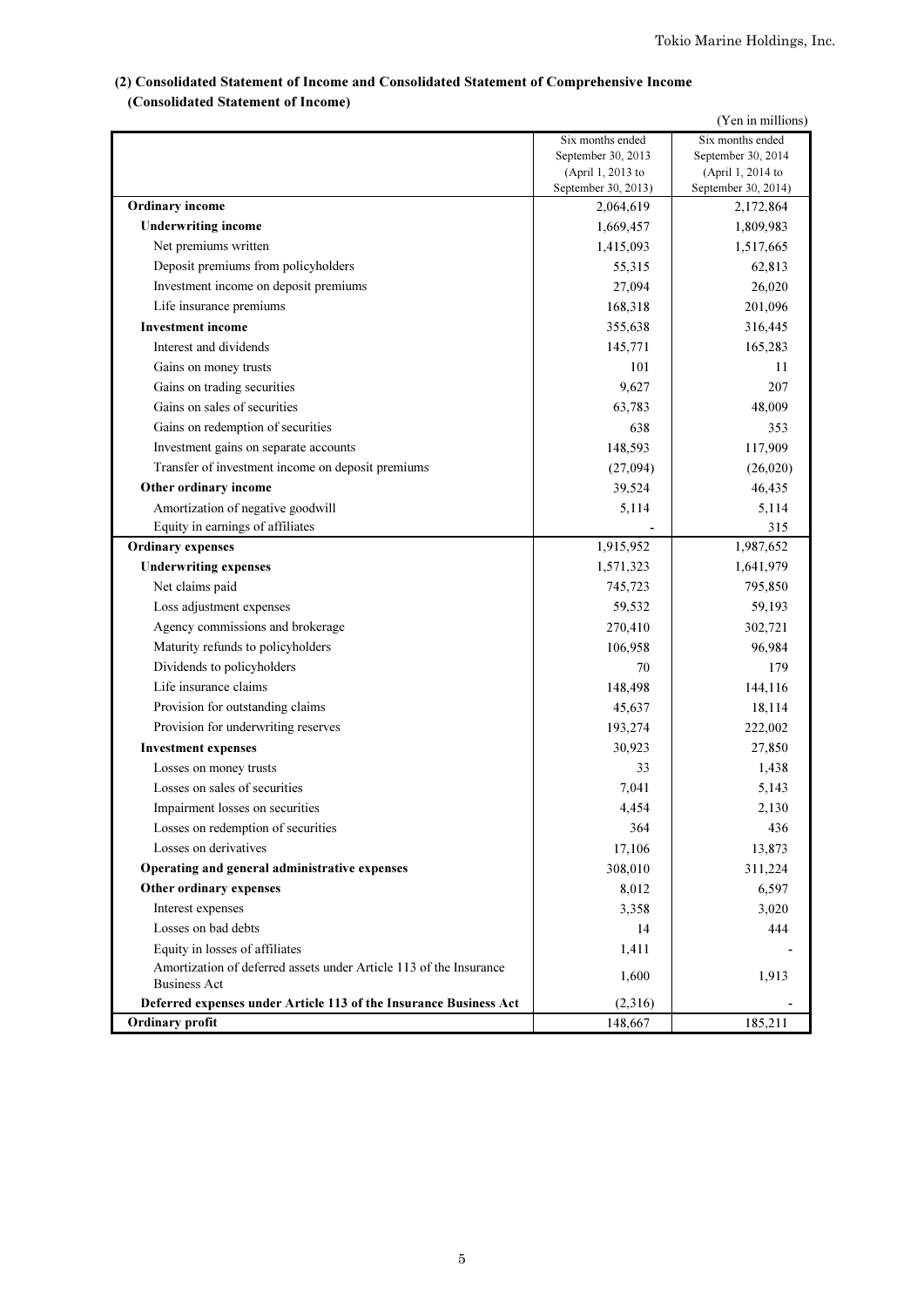### (2) Consolidated Statement of Income and Consolidated Statement of Comprehensive Income

**(Consolidated Statement of Income)**

(Yen in millions)

| | Six months ended September 30, 2013 (April 1, 2013 to September 30, 2013) | Six months ended September 30, 2014 (April 1, 2014 to September 30, 2014) |
|---|---|---|
| **Ordinary income** | 2,064,619 | 2,172,864 |
| **Underwriting income** | 1,669,457 | 1,809,983 |
| Net premiums written | 1,415,093 | 1,517,665 |
| Deposit premiums from policyholders | 55,315 | 62,813 |
| Investment income on deposit premiums | 27,094 | 26,020 |
| Life insurance premiums | 168,318 | 201,096 |
| **Investment income** | 355,638 | 316,445 |
| Interest and dividends | 145,771 | 165,283 |
| Gains on money trusts | 101 | 11 |
| Gains on trading securities | 9,627 | 207 |
| Gains on sales of securities | 63,783 | 48,009 |
| Gains on redemption of securities | 638 | 353 |
| Investment gains on separate accounts | 148,593 | 117,909 |
| Transfer of investment income on deposit premiums | (27,094) | (26,020) |
| **Other ordinary income** | 39,524 | 46,435 |
| Amortization of negative goodwill | 5,114 | 5,114 |
| Equity in earnings of affiliates | - | 315 |
| **Ordinary expenses** | 1,915,952 | 1,987,652 |
| **Underwriting expenses** | 1,571,323 | 1,641,979 |
| Net claims paid | 745,723 | 795,850 |
| Loss adjustment expenses | 59,532 | 59,193 |
| Agency commissions and brokerage | 270,410 | 302,721 |
| Maturity refunds to policyholders | 106,958 | 96,984 |
| Dividends to policyholders | 70 | 179 |
| Life insurance claims | 148,498 | 144,116 |
| Provision for outstanding claims | 45,637 | 18,114 |
| Provision for underwriting reserves | 193,274 | 222,002 |
| **Investment expenses** | 30,923 | 27,850 |
| Losses on money trusts | 33 | 1,438 |
| Losses on sales of securities | 7,041 | 5,143 |
| Impairment losses on securities | 4,454 | 2,130 |
| Losses on redemption of securities | 364 | 436 |
| Losses on derivatives | 17,106 | 13,873 |
| **Operating and general administrative expenses** | 308,010 | 311,224 |
| **Other ordinary expenses** | 8,012 | 6,597 |
| Interest expenses | 3,358 | 3,020 |
| Losses on bad debts | 14 | 444 |
| Equity in losses of affiliates | 1,411 | - |
| Amortization of deferred assets under Article 113 of the Insurance Business Act | 1,600 | 1,913 |
| **Deferred expenses under Article 113 of the Insurance Business Act** | (2,316) | - |
| **Ordinary profit** | 148,667 | 185,211 |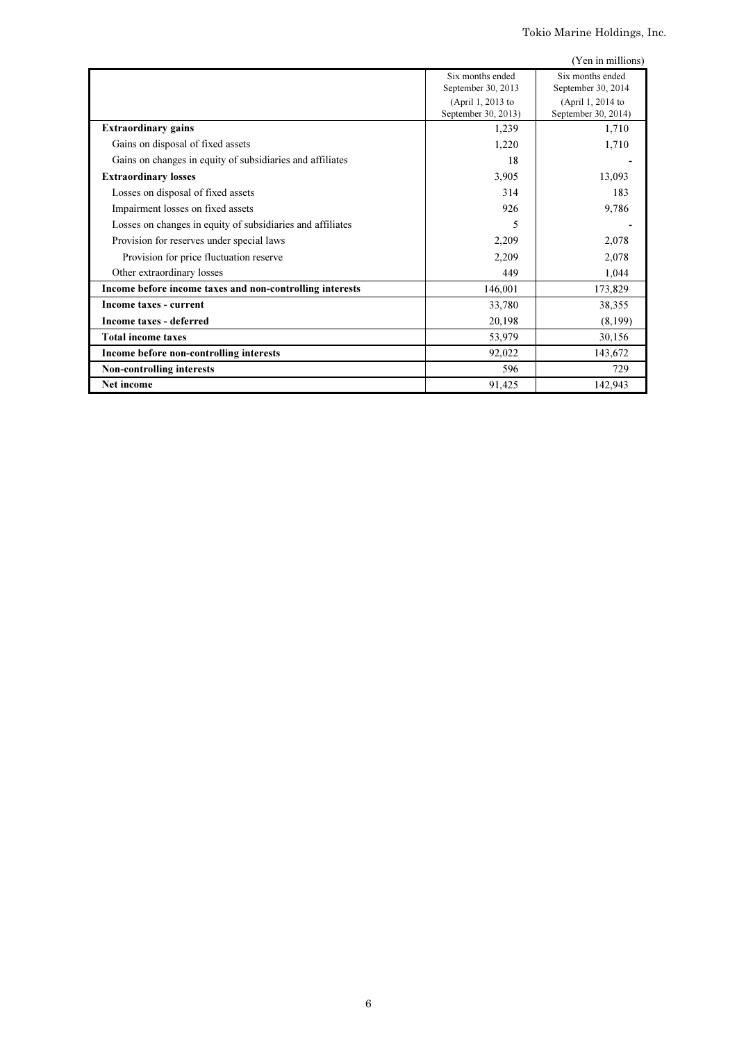(Yen in millions)

| | Six months ended September 30, 2013 (April 1, 2013 to September 30, 2013) | Six months ended September 30, 2014 (April 1, 2014 to September 30, 2014) |
|---|---|---|
| **Extraordinary gains** | 1,239 | 1,710 |
| Gains on disposal of fixed assets | 1,220 | 1,710 |
| Gains on changes in equity of subsidiaries and affiliates | 18 | - |
| **Extraordinary losses** | 3,905 | 13,093 |
| Losses on disposal of fixed assets | 314 | 183 |
| Impairment losses on fixed assets | 926 | 9,786 |
| Losses on changes in equity of subsidiaries and affiliates | 5 | - |
| Provision for reserves under special laws | 2,209 | 2,078 |
| Provision for price fluctuation reserve | 2,209 | 2,078 |
| Other extraordinary losses | 449 | 1,044 |
| **Income before income taxes and non-controlling interests** | 146,001 | 173,829 |
| **Income taxes - current** | 33,780 | 38,355 |
| **Income taxes - deferred** | 20,198 | (8,199) |
| **Total income taxes** | 53,979 | 30,156 |
| **Income before non-controlling interests** | 92,022 | 143,672 |
| **Non-controlling interests** | 596 | 729 |
| **Net income** | 91,425 | 142,943 |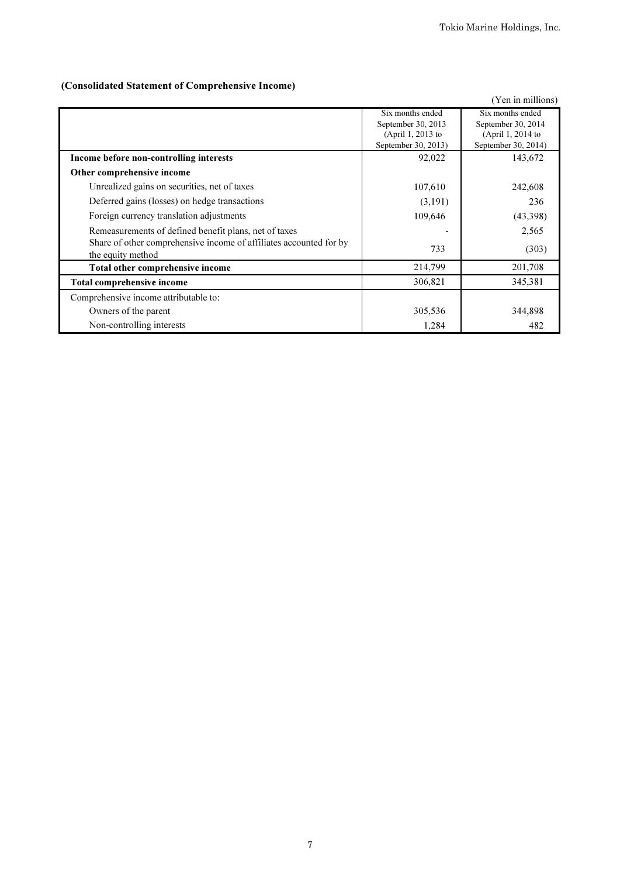**(Consolidated Statement of Comprehensive Income)**

(Yen in millions)

| | Six months ended September 30, 2013 (April 1, 2013 to September 30, 2013) | Six months ended September 30, 2014 (April 1, 2014 to September 30, 2014) |
|---|---|---|
| **Income before non-controlling interests** | 92,022 | 143,672 |
| **Other comprehensive income** | | |
| Unrealized gains on securities, net of taxes | 107,610 | 242,608 |
| Deferred gains (losses) on hedge transactions | (3,191) | 236 |
| Foreign currency translation adjustments | 109,646 | (43,398) |
| Remeasurements of defined benefit plans, net of taxes | - | 2,565 |
| Share of other comprehensive income of affiliates accounted for by the equity method | 733 | (303) |
| **Total other comprehensive income** | 214,799 | 201,708 |
| **Total comprehensive income** | 306,821 | 345,381 |
| Comprehensive income attributable to: | | |
| Owners of the parent | 305,536 | 344,898 |
| Non-controlling interests | 1,284 | 482 |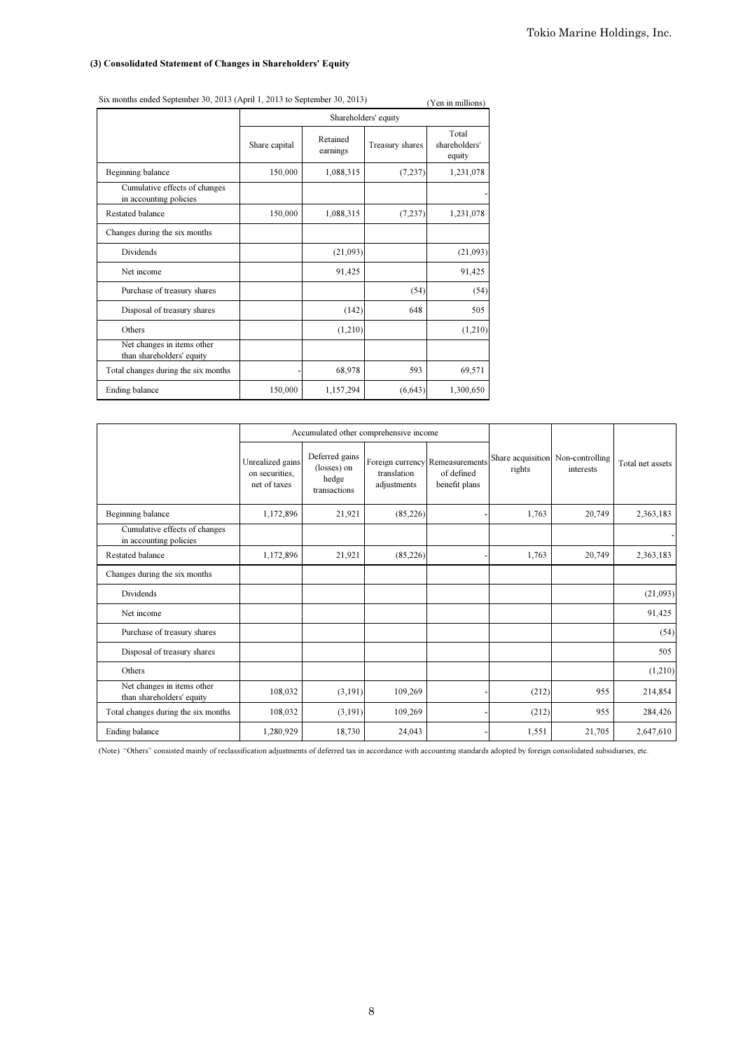### (3) Consolidated Statement of Changes in Shareholders' Equity

Six months ended September 30, 2013 (April 1, 2013 to September 30, 2013)

(Yen in millions)

| | Shareholders' equity | | | |
|---|---|---|---|---|
| | Share capital | Retained earnings | Treasury shares | Total shareholders' equity |
| Beginning balance | 150,000 | 1,088,315 | (7,237) | 1,231,078 |
| Cumulative effects of changes in accounting policies | | | | - |
| Restated balance | 150,000 | 1,088,315 | (7,237) | 1,231,078 |
| Changes during the six months | | | | |
| Dividends | | (21,093) | | (21,093) |
| Net income | | 91,425 | | 91,425 |
| Purchase of treasury shares | | | (54) | (54) |
| Disposal of treasury shares | | (142) | 648 | 505 |
| Others | | (1,210) | | (1,210) |
| Net changes in items other than shareholders' equity | | | | |
| Total changes during the six months | - | 68,978 | 593 | 69,571 |
| Ending balance | 150,000 | 1,157,294 | (6,643) | 1,300,650 |

| | Accumulated other comprehensive income | | | | | | |
|---|---|---|---|---|---|---|---|
| | Unrealized gains on securities, net of taxes | Deferred gains (losses) on hedge transactions | Foreign currency translation adjustments | Remeasurements of defined benefit plans | Share acquisition rights | Non-controlling interests | Total net assets |
| Beginning balance | 1,172,896 | 21,921 | (85,226) | - | 1,763 | 20,749 | 2,363,183 |
| Cumulative effects of changes in accounting policies | | | | | | | - |
| Restated balance | 1,172,896 | 21,921 | (85,226) | - | 1,763 | 20,749 | 2,363,183 |
| Changes during the six months | | | | | | | |
| Dividends | | | | | | | (21,093) |
| Net income | | | | | | | 91,425 |
| Purchase of treasury shares | | | | | | | (54) |
| Disposal of treasury shares | | | | | | | 505 |
| Others | | | | | | | (1,210) |
| Net changes in items other than shareholders' equity | 108,032 | (3,191) | 109,269 | - | (212) | 955 | 214,854 |
| Total changes during the six months | 108,032 | (3,191) | 109,269 | - | (212) | 955 | 284,426 |
| Ending balance | 1,280,929 | 18,730 | 24,043 | - | 1,551 | 21,705 | 2,647,610 |

(Note) "Others" consisted mainly of reclassification adjustments of deferred tax in accordance with accounting standards adopted by foreign consolidated subsidiaries, etc.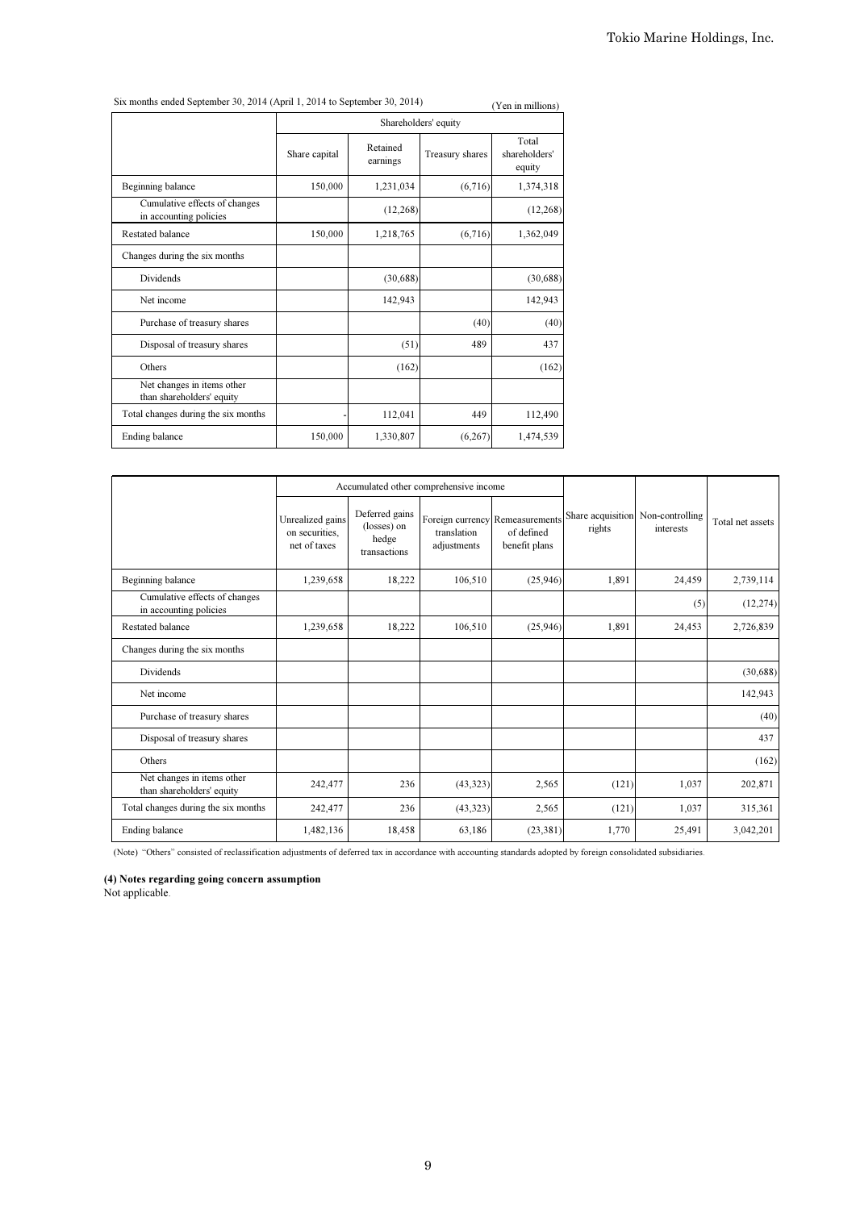Six months ended September 30, 2014 (April 1, 2014 to September 30, 2014)

(Yen in millions)

| | Shareholders' equity | | | |
|---|---|---|---|---|
| | Share capital | Retained earnings | Treasury shares | Total shareholders' equity |
| Beginning balance | 150,000 | 1,231,034 | (6,716) | 1,374,318 |
| Cumulative effects of changes in accounting policies | | (12,268) | | (12,268) |
| Restated balance | 150,000 | 1,218,765 | (6,716) | 1,362,049 |
| Changes during the six months | | | | |
| Dividends | | (30,688) | | (30,688) |
| Net income | | 142,943 | | 142,943 |
| Purchase of treasury shares | | | (40) | (40) |
| Disposal of treasury shares | | (51) | 489 | 437 |
| Others | | (162) | | (162) |
| Net changes in items other than shareholders' equity | | | | |
| Total changes during the six months | - | 112,041 | 449 | 112,490 |
| Ending balance | 150,000 | 1,330,807 | (6,267) | 1,474,539 |

| | Accumulated other comprehensive income | | | | | | |
|---|---|---|---|---|---|---|---|
| | Unrealized gains on securities, net of taxes | Deferred gains (losses) on hedge transactions | Foreign currency translation adjustments | Remeasurements of defined benefit plans | Share acquisition rights | Non-controlling interests | Total net assets |
| Beginning balance | 1,239,658 | 18,222 | 106,510 | (25,946) | 1,891 | 24,459 | 2,739,114 |
| Cumulative effects of changes in accounting policies | | | | | | (5) | (12,274) |
| Restated balance | 1,239,658 | 18,222 | 106,510 | (25,946) | 1,891 | 24,453 | 2,726,839 |
| Changes during the six months | | | | | | | |
| Dividends | | | | | | | (30,688) |
| Net income | | | | | | | 142,943 |
| Purchase of treasury shares | | | | | | | (40) |
| Disposal of treasury shares | | | | | | | 437 |
| Others | | | | | | | (162) |
| Net changes in items other than shareholders' equity | 242,477 | 236 | (43,323) | 2,565 | (121) | 1,037 | 202,871 |
| Total changes during the six months | 242,477 | 236 | (43,323) | 2,565 | (121) | 1,037 | 315,361 |
| Ending balance | 1,482,136 | 18,458 | 63,186 | (23,381) | 1,770 | 25,491 | 3,042,201 |

(Note) "Others" consisted of reclassification adjustments of deferred tax in accordance with accounting standards adopted by foreign consolidated subsidiaries.

**(4) Notes regarding going concern assumption**

Not applicable.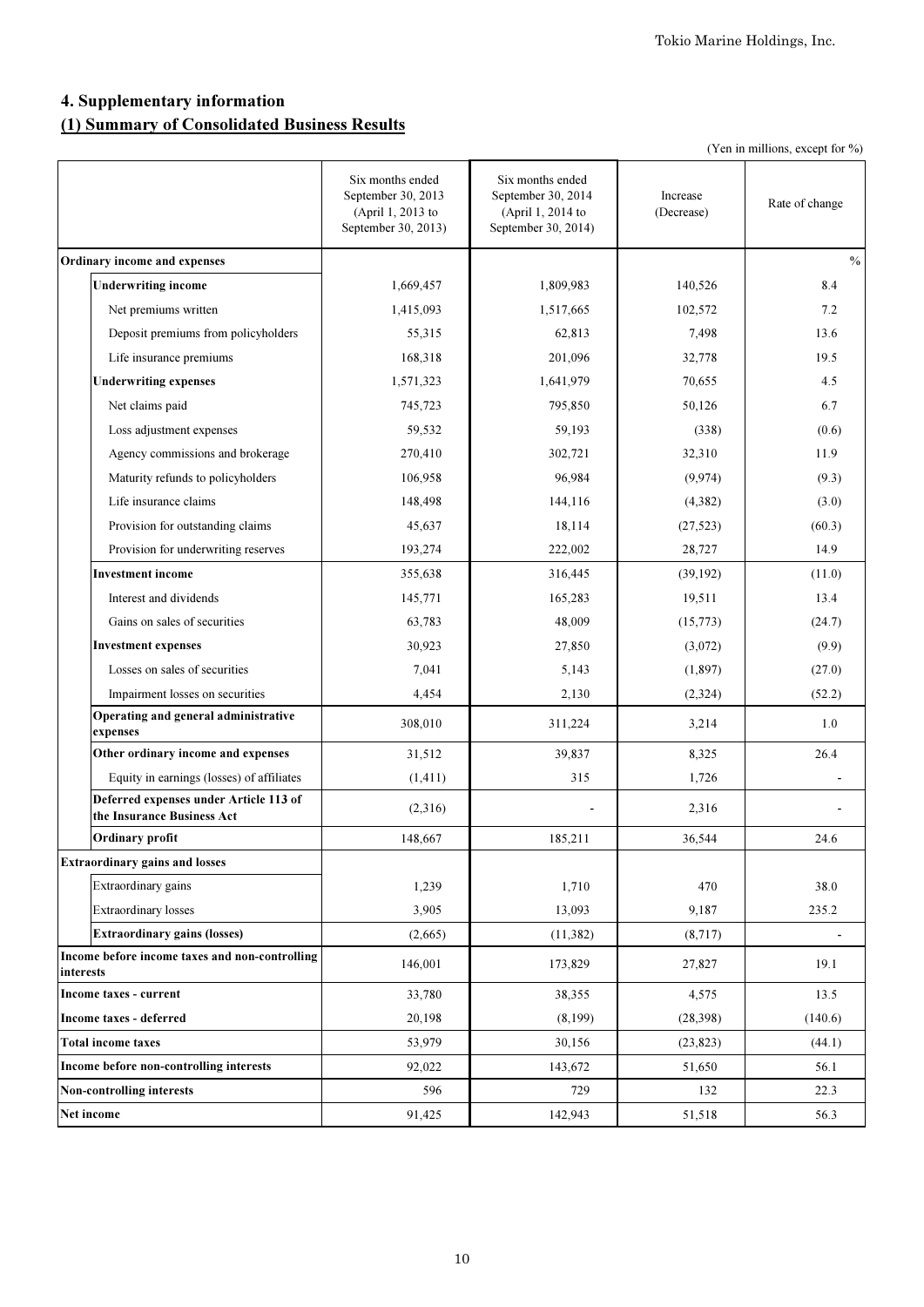## 4. Supplementary information

### (1) Summary of Consolidated Business Results

(Yen in millions, except for %)

| | Six months ended September 30, 2013 (April 1, 2013 to September 30, 2013) | Six months ended September 30, 2014 (April 1, 2014 to September 30, 2014) | Increase (Decrease) | Rate of change |
|---|---|---|---|---|
| **Ordinary income and expenses** | | | | % |
| **Underwriting income** | 1,669,457 | 1,809,983 | 140,526 | 8.4 |
| Net premiums written | 1,415,093 | 1,517,665 | 102,572 | 7.2 |
| Deposit premiums from policyholders | 55,315 | 62,813 | 7,498 | 13.6 |
| Life insurance premiums | 168,318 | 201,096 | 32,778 | 19.5 |
| **Underwriting expenses** | 1,571,323 | 1,641,979 | 70,655 | 4.5 |
| Net claims paid | 745,723 | 795,850 | 50,126 | 6.7 |
| Loss adjustment expenses | 59,532 | 59,193 | (338) | (0.6) |
| Agency commissions and brokerage | 270,410 | 302,721 | 32,310 | 11.9 |
| Maturity refunds to policyholders | 106,958 | 96,984 | (9,974) | (9.3) |
| Life insurance claims | 148,498 | 144,116 | (4,382) | (3.0) |
| Provision for outstanding claims | 45,637 | 18,114 | (27,523) | (60.3) |
| Provision for underwriting reserves | 193,274 | 222,002 | 28,727 | 14.9 |
| **Investment income** | 355,638 | 316,445 | (39,192) | (11.0) |
| Interest and dividends | 145,771 | 165,283 | 19,511 | 13.4 |
| Gains on sales of securities | 63,783 | 48,009 | (15,773) | (24.7) |
| **Investment expenses** | 30,923 | 27,850 | (3,072) | (9.9) |
| Losses on sales of securities | 7,041 | 5,143 | (1,897) | (27.0) |
| Impairment losses on securities | 4,454 | 2,130 | (2,324) | (52.2) |
| **Operating and general administrative expenses** | 308,010 | 311,224 | 3,214 | 1.0 |
| **Other ordinary income and expenses** | 31,512 | 39,837 | 8,325 | 26.4 |
| Equity in earnings (losses) of affiliates | (1,411) | 315 | 1,726 | - |
| **Deferred expenses under Article 113 of the Insurance Business Act** | (2,316) | - | 2,316 | - |
| **Ordinary profit** | 148,667 | 185,211 | 36,544 | 24.6 |
| **Extraordinary gains and losses** | | | | |
| Extraordinary gains | 1,239 | 1,710 | 470 | 38.0 |
| Extraordinary losses | 3,905 | 13,093 | 9,187 | 235.2 |
| **Extraordinary gains (losses)** | (2,665) | (11,382) | (8,717) | - |
| **Income before income taxes and non-controlling interests** | 146,001 | 173,829 | 27,827 | 19.1 |
| **Income taxes - current** | 33,780 | 38,355 | 4,575 | 13.5 |
| **Income taxes - deferred** | 20,198 | (8,199) | (28,398) | (140.6) |
| **Total income taxes** | 53,979 | 30,156 | (23,823) | (44.1) |
| **Income before non-controlling interests** | 92,022 | 143,672 | 51,650 | 56.1 |
| **Non-controlling interests** | 596 | 729 | 132 | 22.3 |
| **Net income** | 91,425 | 142,943 | 51,518 | 56.3 |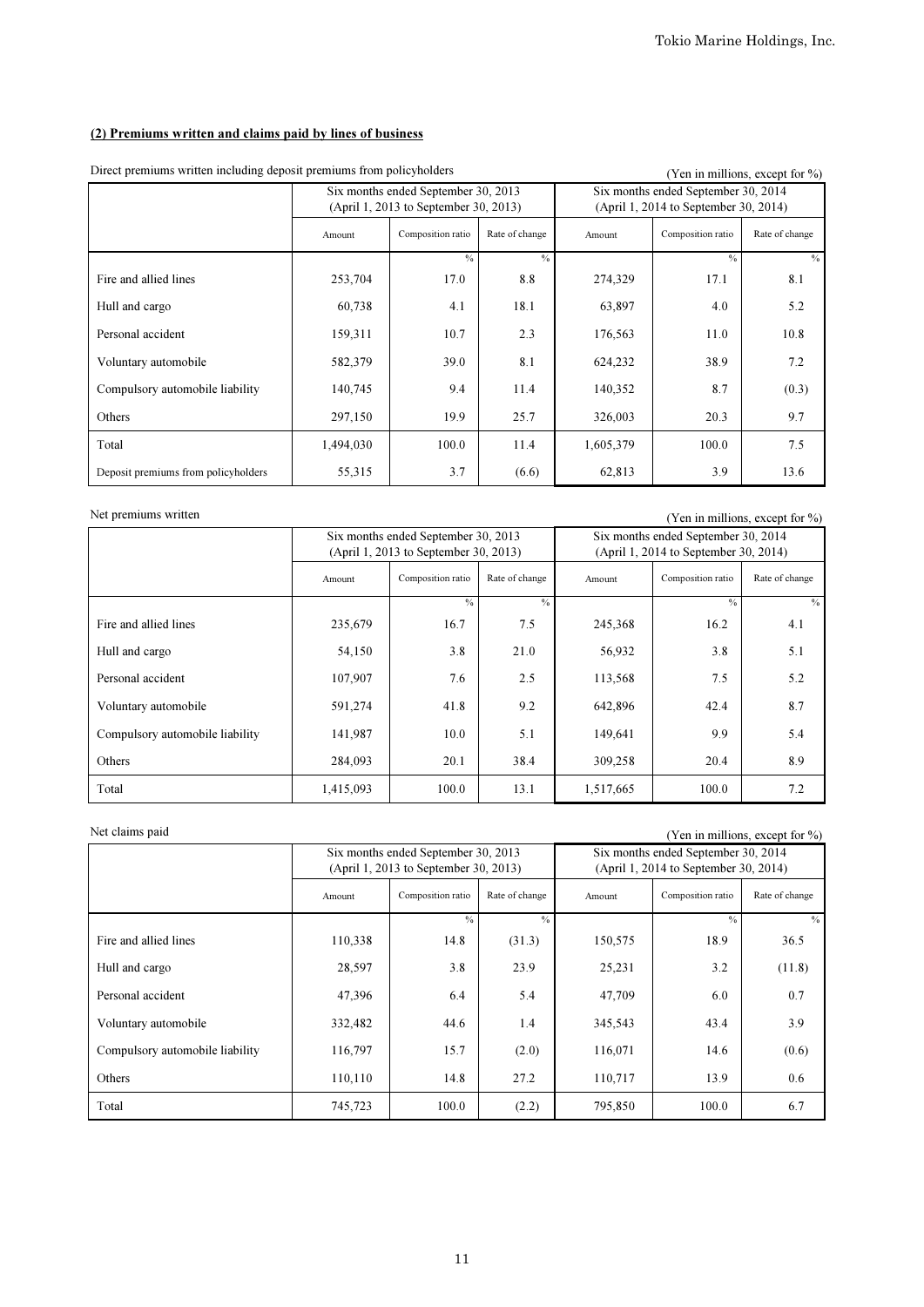## (2) Premiums written and claims paid by lines of business

Direct premiums written including deposit premiums from policyholders

(Yen in millions, except for %)

| | Six months ended September 30, 2013 (April 1, 2013 to September 30, 2013) | | | Six months ended September 30, 2014 (April 1, 2014 to September 30, 2014) | | |
|---|---|---|---|---|---|---|
| | Amount | Composition ratio | Rate of change | Amount | Composition ratio | Rate of change |
| | | % | % | | % | % |
| Fire and allied lines | 253,704 | 17.0 | 8.8 | 274,329 | 17.1 | 8.1 |
| Hull and cargo | 60,738 | 4.1 | 18.1 | 63,897 | 4.0 | 5.2 |
| Personal accident | 159,311 | 10.7 | 2.3 | 176,563 | 11.0 | 10.8 |
| Voluntary automobile | 582,379 | 39.0 | 8.1 | 624,232 | 38.9 | 7.2 |
| Compulsory automobile liability | 140,745 | 9.4 | 11.4 | 140,352 | 8.7 | (0.3) |
| Others | 297,150 | 19.9 | 25.7 | 326,003 | 20.3 | 9.7 |
| Total | 1,494,030 | 100.0 | 11.4 | 1,605,379 | 100.0 | 7.5 |
| Deposit premiums from policyholders | 55,315 | 3.7 | (6.6) | 62,813 | 3.9 | 13.6 |

Net premiums written

(Yen in millions, except for %)

| | Six months ended September 30, 2013 (April 1, 2013 to September 30, 2013) | | | Six months ended September 30, 2014 (April 1, 2014 to September 30, 2014) | | |
|---|---|---|---|---|---|---|
| | Amount | Composition ratio | Rate of change | Amount | Composition ratio | Rate of change |
| | | % | % | | % | % |
| Fire and allied lines | 235,679 | 16.7 | 7.5 | 245,368 | 16.2 | 4.1 |
| Hull and cargo | 54,150 | 3.8 | 21.0 | 56,932 | 3.8 | 5.1 |
| Personal accident | 107,907 | 7.6 | 2.5 | 113,568 | 7.5 | 5.2 |
| Voluntary automobile | 591,274 | 41.8 | 9.2 | 642,896 | 42.4 | 8.7 |
| Compulsory automobile liability | 141,987 | 10.0 | 5.1 | 149,641 | 9.9 | 5.4 |
| Others | 284,093 | 20.1 | 38.4 | 309,258 | 20.4 | 8.9 |
| Total | 1,415,093 | 100.0 | 13.1 | 1,517,665 | 100.0 | 7.2 |

Net claims paid

(Yen in millions, except for %)

| | Six months ended September 30, 2013 (April 1, 2013 to September 30, 2013) | | | Six months ended September 30, 2014 (April 1, 2014 to September 30, 2014) | | |
|---|---|---|---|---|---|---|
| | Amount | Composition ratio | Rate of change | Amount | Composition ratio | Rate of change |
| | | % | % | | % | % |
| Fire and allied lines | 110,338 | 14.8 | (31.3) | 150,575 | 18.9 | 36.5 |
| Hull and cargo | 28,597 | 3.8 | 23.9 | 25,231 | 3.2 | (11.8) |
| Personal accident | 47,396 | 6.4 | 5.4 | 47,709 | 6.0 | 0.7 |
| Voluntary automobile | 332,482 | 44.6 | 1.4 | 345,543 | 43.4 | 3.9 |
| Compulsory automobile liability | 116,797 | 15.7 | (2.0) | 116,071 | 14.6 | (0.6) |
| Others | 110,110 | 14.8 | 27.2 | 110,717 | 13.9 | 0.6 |
| Total | 745,723 | 100.0 | (2.2) | 795,850 | 100.0 | 6.7 |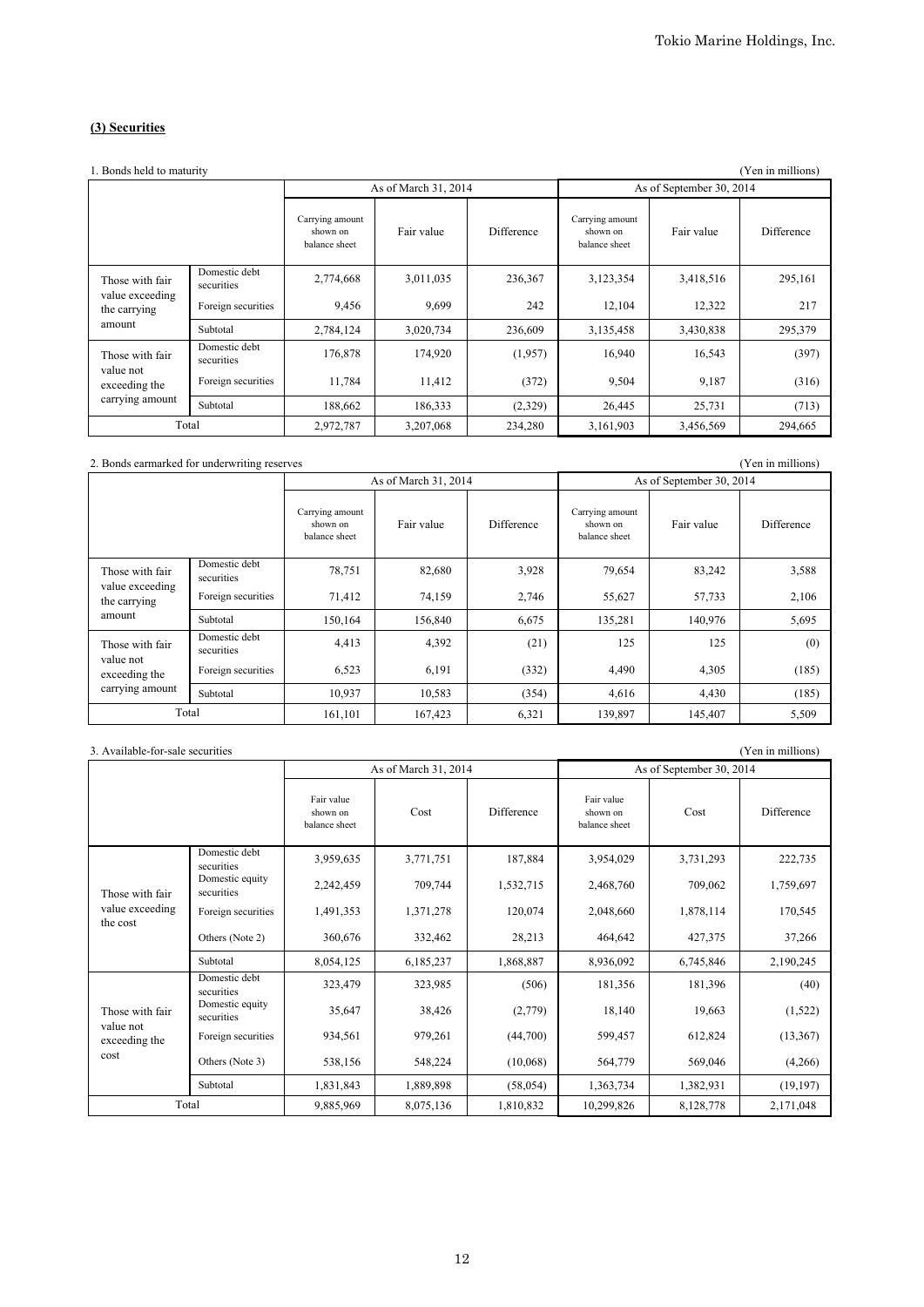## (3) Securities

1. Bonds held to maturity (Yen in millions)

| | | As of March 31, 2014 | | | As of September 30, 2014 | | |
|---|---|---|---|---|---|---|---|
| | | Carrying amount shown on balance sheet | Fair value | Difference | Carrying amount shown on balance sheet | Fair value | Difference |
| Those with fair value exceeding the carrying amount | Domestic debt securities | 2,774,668 | 3,011,035 | 236,367 | 3,123,354 | 3,418,516 | 295,161 |
| | Foreign securities | 9,456 | 9,699 | 242 | 12,104 | 12,322 | 217 |
| | Subtotal | 2,784,124 | 3,020,734 | 236,609 | 3,135,458 | 3,430,838 | 295,379 |
| Those with fair value not exceeding the carrying amount | Domestic debt securities | 176,878 | 174,920 | (1,957) | 16,940 | 16,543 | (397) |
| | Foreign securities | 11,784 | 11,412 | (372) | 9,504 | 9,187 | (316) |
| | Subtotal | 188,662 | 186,333 | (2,329) | 26,445 | 25,731 | (713) |
| Total | | 2,972,787 | 3,207,068 | 234,280 | 3,161,903 | 3,456,569 | 294,665 |

2. Bonds earmarked for underwriting reserves (Yen in millions)

| | | As of March 31, 2014 | | | As of September 30, 2014 | | |
|---|---|---|---|---|---|---|---|
| | | Carrying amount shown on balance sheet | Fair value | Difference | Carrying amount shown on balance sheet | Fair value | Difference |
| Those with fair value exceeding the carrying amount | Domestic debt securities | 78,751 | 82,680 | 3,928 | 79,654 | 83,242 | 3,588 |
| | Foreign securities | 71,412 | 74,159 | 2,746 | 55,627 | 57,733 | 2,106 |
| | Subtotal | 150,164 | 156,840 | 6,675 | 135,281 | 140,976 | 5,695 |
| Those with fair value not exceeding the carrying amount | Domestic debt securities | 4,413 | 4,392 | (21) | 125 | 125 | (0) |
| | Foreign securities | 6,523 | 6,191 | (332) | 4,490 | 4,305 | (185) |
| | Subtotal | 10,937 | 10,583 | (354) | 4,616 | 4,430 | (185) |
| Total | | 161,101 | 167,423 | 6,321 | 139,897 | 145,407 | 5,509 |

3. Available-for-sale securities (Yen in millions)

| | | As of March 31, 2014 | | | As of September 30, 2014 | | |
|---|---|---|---|---|---|---|---|
| | | Fair value shown on balance sheet | Cost | Difference | Fair value shown on balance sheet | Cost | Difference |
| Those with fair value exceeding the cost | Domestic debt securities | 3,959,635 | 3,771,751 | 187,884 | 3,954,029 | 3,731,293 | 222,735 |
| | Domestic equity securities | 2,242,459 | 709,744 | 1,532,715 | 2,468,760 | 709,062 | 1,759,697 |
| | Foreign securities | 1,491,353 | 1,371,278 | 120,074 | 2,048,660 | 1,878,114 | 170,545 |
| | Others (Note 2) | 360,676 | 332,462 | 28,213 | 464,642 | 427,375 | 37,266 |
| | Subtotal | 8,054,125 | 6,185,237 | 1,868,887 | 8,936,092 | 6,745,846 | 2,190,245 |
| Those with fair value not exceeding the cost | Domestic debt securities | 323,479 | 323,985 | (506) | 181,356 | 181,396 | (40) |
| | Domestic equity securities | 35,647 | 38,426 | (2,779) | 18,140 | 19,663 | (1,522) |
| | Foreign securities | 934,561 | 979,261 | (44,700) | 599,457 | 612,824 | (13,367) |
| | Others (Note 3) | 538,156 | 548,224 | (10,068) | 564,779 | 569,046 | (4,266) |
| | Subtotal | 1,831,843 | 1,889,898 | (58,054) | 1,363,734 | 1,382,931 | (19,197) |
| Total | | 9,885,969 | 8,075,136 | 1,810,832 | 10,299,826 | 8,128,778 | 2,171,048 |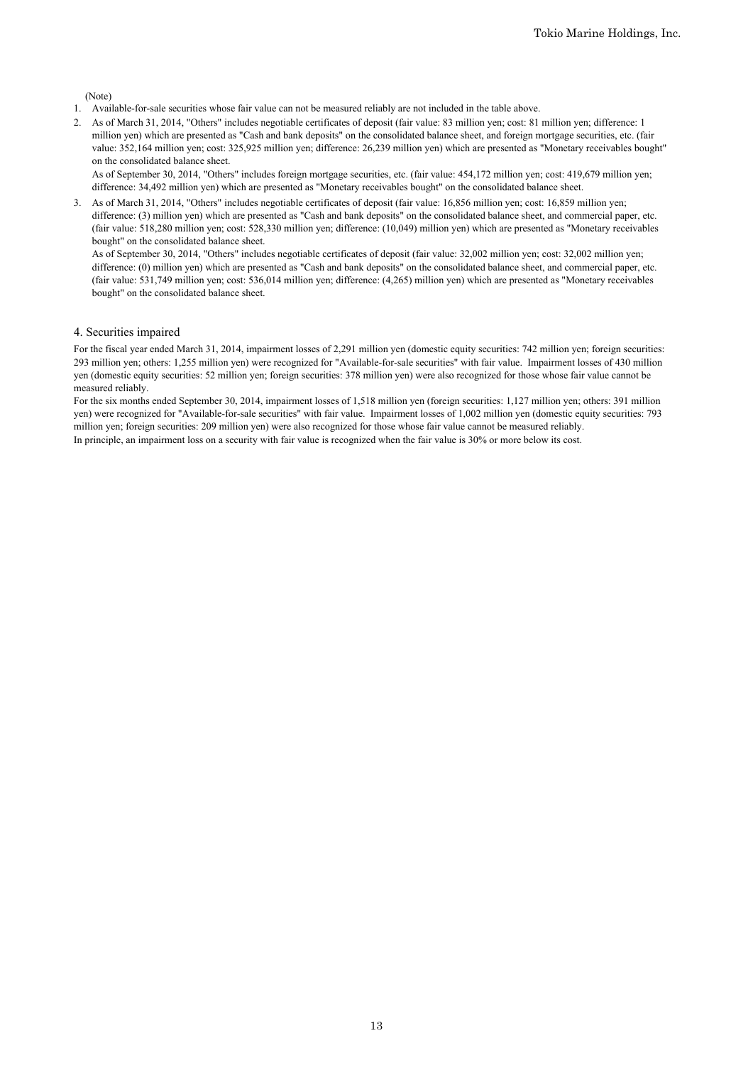(Note)

1. Available-for-sale securities whose fair value can not be measured reliably are not included in the table above.
2. As of March 31, 2014, "Others" includes negotiable certificates of deposit (fair value: 83 million yen; cost: 81 million yen; difference: 1 million yen) which are presented as "Cash and bank deposits" on the consolidated balance sheet, and foreign mortgage securities, etc. (fair value: 352,164 million yen; cost: 325,925 million yen; difference: 26,239 million yen) which are presented as "Monetary receivables bought" on the consolidated balance sheet.
   As of September 30, 2014, "Others" includes foreign mortgage securities, etc. (fair value: 454,172 million yen; cost: 419,679 million yen; difference: 34,492 million yen) which are presented as "Monetary receivables bought" on the consolidated balance sheet.
3. As of March 31, 2014, "Others" includes negotiable certificates of deposit (fair value: 16,856 million yen; cost: 16,859 million yen; difference: (3) million yen) which are presented as "Cash and bank deposits" on the consolidated balance sheet, and commercial paper, etc. (fair value: 518,280 million yen; cost: 528,330 million yen; difference: (10,049) million yen) which are presented as "Monetary receivables bought" on the consolidated balance sheet.
   As of September 30, 2014, "Others" includes negotiable certificates of deposit (fair value: 32,002 million yen; cost: 32,002 million yen; difference: (0) million yen) which are presented as "Cash and bank deposits" on the consolidated balance sheet, and commercial paper, etc. (fair value: 531,749 million yen; cost: 536,014 million yen; difference: (4,265) million yen) which are presented as "Monetary receivables bought" on the consolidated balance sheet.

## 4. Securities impaired

For the fiscal year ended March 31, 2014, impairment losses of 2,291 million yen (domestic equity securities: 742 million yen; foreign securities: 293 million yen; others: 1,255 million yen) were recognized for "Available-for-sale securities" with fair value. Impairment losses of 430 million yen (domestic equity securities: 52 million yen; foreign securities: 378 million yen) were also recognized for those whose fair value cannot be measured reliably.

For the six months ended September 30, 2014, impairment losses of 1,518 million yen (foreign securities: 1,127 million yen; others: 391 million yen) were recognized for "Available-for-sale securities" with fair value. Impairment losses of 1,002 million yen (domestic equity securities: 793 million yen; foreign securities: 209 million yen) were also recognized for those whose fair value cannot be measured reliably.

In principle, an impairment loss on a security with fair value is recognized when the fair value is 30% or more below its cost.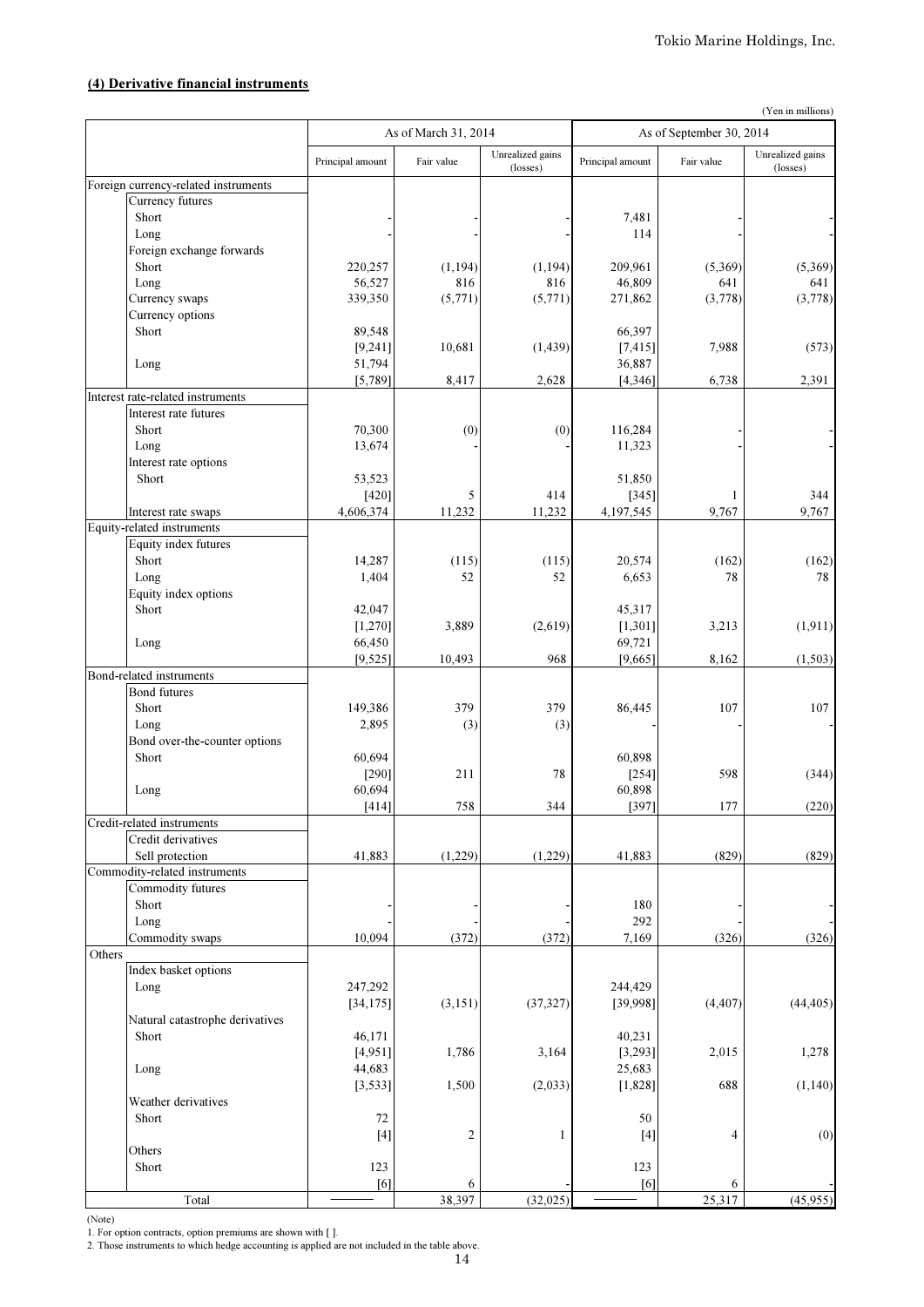### (4) Derivative financial instruments

(Yen in millions)

| | As of March 31, 2014 | | | As of September 30, 2014 | | |
|---|---|---|---|---|---|---|
| | Principal amount | Fair value | Unrealized gains (losses) | Principal amount | Fair value | Unrealized gains (losses) |
| Foreign currency-related instruments | | | | | | |
| Currency futures | | | | | | |
| Short | - | - | - | 7,481 | - | - |
| Long | - | - | - | 114 | - | - |
| Foreign exchange forwards | | | | | | |
| Short | 220,257 | (1,194) | (1,194) | 209,961 | (5,369) | (5,369) |
| Long | 56,527 | 816 | 816 | 46,809 | 641 | 641 |
| Currency swaps | 339,350 | (5,771) | (5,771) | 271,862 | (3,778) | (3,778) |
| Currency options | | | | | | |
| Short | 89,548 | | | 66,397 | | |
| | [9,241] | 10,681 | (1,439) | [7,415] | 7,988 | (573) |
| Long | 51,794 | | | 36,887 | | |
| | [5,789] | 8,417 | 2,628 | [4,346] | 6,738 | 2,391 |
| Interest rate-related instruments | | | | | | |
| Interest rate futures | | | | | | |
| Short | 70,300 | (0) | (0) | 116,284 | - | - |
| Long | 13,674 | - | - | 11,323 | - | - |
| Interest rate options | | | | | | |
| Short | 53,523 | | | 51,850 | | |
| | [420] | 5 | 414 | [345] | 1 | 344 |
| Interest rate swaps | 4,606,374 | 11,232 | 11,232 | 4,197,545 | 9,767 | 9,767 |
| Equity-related instruments | | | | | | |
| Equity index futures | | | | | | |
| Short | 14,287 | (115) | (115) | 20,574 | (162) | (162) |
| Long | 1,404 | 52 | 52 | 6,653 | 78 | 78 |
| Equity index options | | | | | | |
| Short | 42,047 | | | 45,317 | | |
| | [1,270] | 3,889 | (2,619) | [1,301] | 3,213 | (1,911) |
| Long | 66,450 | | | 69,721 | | |
| | [9,525] | 10,493 | 968 | [9,665] | 8,162 | (1,503) |
| Bond-related instruments | | | | | | |
| Bond futures | | | | | | |
| Short | 149,386 | 379 | 379 | 86,445 | 107 | 107 |
| Long | 2,895 | (3) | (3) | - | - | - |
| Bond over-the-counter options | | | | | | |
| Short | 60,694 | | | 60,898 | | |
| | [290] | 211 | 78 | [254] | 598 | (344) |
| Long | 60,694 | | | 60,898 | | |
| | [414] | 758 | 344 | [397] | 177 | (220) |
| Credit-related instruments | | | | | | |
| Credit derivatives | | | | | | |
| Sell protection | 41,883 | (1,229) | (1,229) | 41,883 | (829) | (829) |
| Commodity-related instruments | | | | | | |
| Commodity futures | | | | | | |
| Short | - | - | - | 180 | - | - |
| Long | - | - | - | 292 | - | - |
| Commodity swaps | 10,094 | (372) | (372) | 7,169 | (326) | (326) |
| Others | | | | | | |
| Index basket options | | | | | | |
| Long | 247,292 | | | 244,429 | | |
| | [34,175] | (3,151) | (37,327) | [39,998] | (4,407) | (44,405) |
| Natural catastrophe derivatives | | | | | | |
| Short | 46,171 | | | 40,231 | | |
| | [4,951] | 1,786 | 3,164 | [3,293] | 2,015 | 1,278 |
| Long | 44,683 | | | 25,683 | | |
| | [3,533] | 1,500 | (2,033) | [1,828] | 688 | (1,140) |
| Weather derivatives | | | | | | |
| Short | 72 | | | 50 | | |
| | [4] | 2 | 1 | [4] | 4 | (0) |
| Others | | | | | | |
| Short | 123 | | | 123 | | |
| | [6] | 6 | - | [6] | 6 | - |
| Total | | 38,397 | (32,025) | | 25,317 | (45,955) |

(Note)
1. For option contracts, option premiums are shown with [ ].
2. Those instruments to which hedge accounting is applied are not included in the table above.